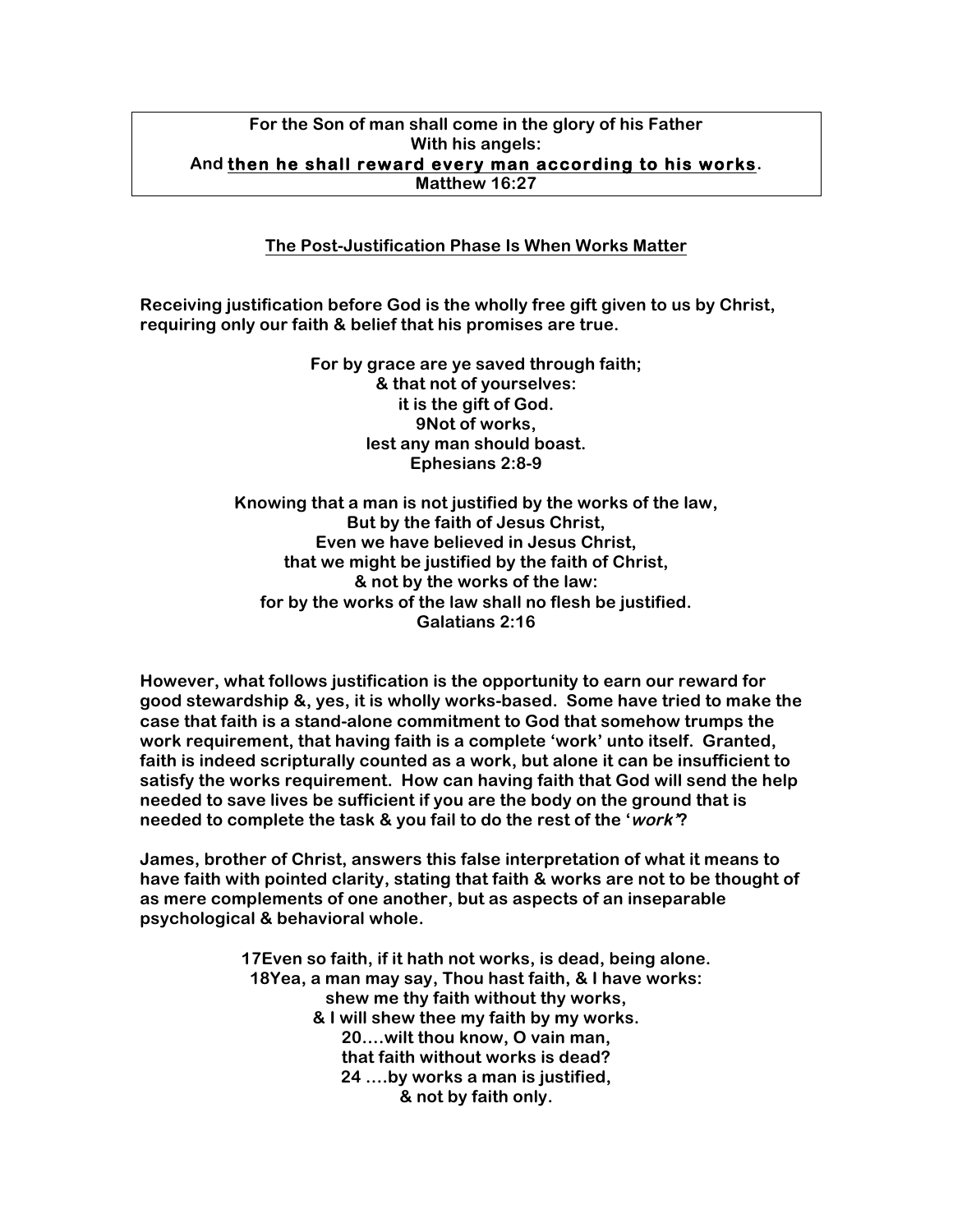**For the Son of man shall come in the glory of his Father**
**With his angels:**
**And <u>then he shall reward every man according to his works</u>.**
**Matthew 16:27**

## The Post-Justification Phase Is When Works Matter

**Receiving justification before God is the wholly free gift given to us by Christ, requiring only our faith & belief that his promises are true.**

**For by grace are ye saved through faith;**
**& that not of yourselves:**
**it is the gift of God.**
**9Not of works,**
**lest any man should boast.**
**Ephesians 2:8-9**

**Knowing that a man is not justified by the works of the law,**
**But by the faith of Jesus Christ,**
**Even we have believed in Jesus Christ,**
**that we might be justified by the faith of Christ,**
**& not by the works of the law:**
**for by the works of the law shall no flesh be justified.**
**Galatians 2:16**

**However, what follows justification is the opportunity to earn our reward for good stewardship &, yes, it is wholly works-based. Some have tried to make the case that faith is a stand-alone commitment to God that somehow trumps the work requirement, that having faith is a complete 'work' unto itself. Granted, faith is indeed scripturally counted as a work, but alone it can be insufficient to satisfy the works requirement. How can having faith that God will send the help needed to save lives be sufficient if you are the body on the ground that is needed to complete the task & you fail to do the rest of the '*work*'?**

**James, brother of Christ, answers this false interpretation of what it means to have faith with pointed clarity, stating that faith & works are not to be thought of as mere complements of one another, but as aspects of an inseparable psychological & behavioral whole.**

**17Even so faith, if it hath not works, is dead, being alone.**
**18Yea, a man may say, Thou hast faith, & I have works:**
**shew me thy faith without thy works,**
**& I will shew thee my faith by my works.**
**20….wilt thou know, O vain man,**
**that faith without works is dead?**
**24 ….by works a man is justified,**
**& not by faith only.**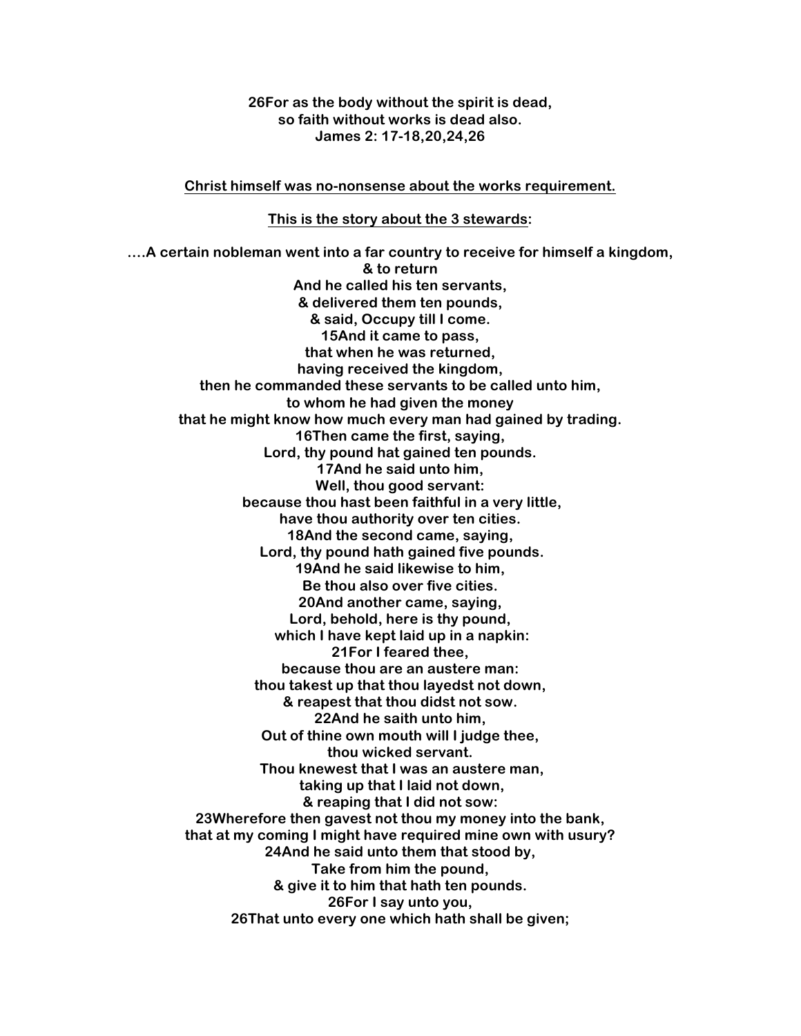**26For as the body without the spirit is dead,**
**so faith without works is dead also.**
**James 2: 17-18,20,24,26**

**<u>Christ himself was no-nonsense about the works requirement.</u>**

**<u>This is the story about the 3 stewards</u>:**

**….A certain nobleman went into a far country to receive for himself a kingdom,**
**& to return**
**And he called his ten servants,**
**& delivered them ten pounds,**
**& said, Occupy till I come.**
**15And it came to pass,**
**that when he was returned,**
**having received the kingdom,**
**then he commanded these servants to be called unto him,**
**to whom he had given the money**
**that he might know how much every man had gained by trading.**
**16Then came the first, saying,**
**Lord, thy pound hat gained ten pounds.**
**17And he said unto him,**
**Well, thou good servant:**
**because thou hast been faithful in a very little,**
**have thou authority over ten cities.**
**18And the second came, saying,**
**Lord, thy pound hath gained five pounds.**
**19And he said likewise to him,**
**Be thou also over five cities.**
**20And another came, saying,**
**Lord, behold, here is thy pound,**
**which I have kept laid up in a napkin:**
**21For I feared thee,**
**because thou are an austere man:**
**thou takest up that thou layedst not down,**
**& reapest that thou didst not sow.**
**22And he saith unto him,**
**Out of thine own mouth will I judge thee,**
**thou wicked servant.**
**Thou knewest that I was an austere man,**
**taking up that I laid not down,**
**& reaping that I did not sow:**
**23Wherefore then gavest not thou my money into the bank,**
**that at my coming I might have required mine own with usury?**
**24And he said unto them that stood by,**
**Take from him the pound,**
**& give it to him that hath ten pounds.**
**26For I say unto you,**
**26That unto every one which hath shall be given;**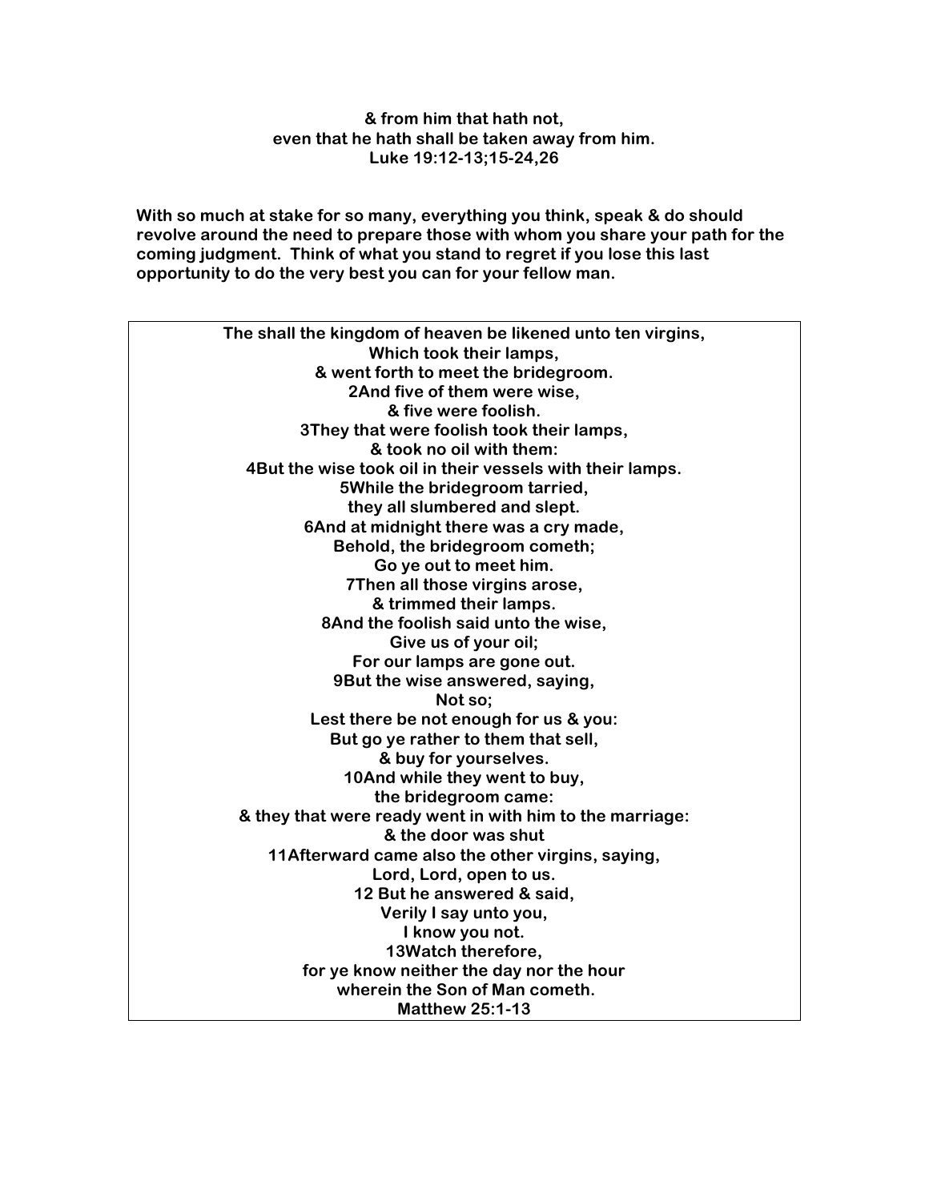**& from him that hath not,**
**even that he hath shall be taken away from him.**
**Luke 19:12-13;15-24,26**

**With so much at stake for so many, everything you think, speak & do should revolve around the need to prepare those with whom you share your path for the coming judgment. Think of what you stand to regret if you lose this last opportunity to do the very best you can for your fellow man.**

**The shall the kingdom of heaven be likened unto ten virgins,**
**Which took their lamps,**
**& went forth to meet the bridegroom.**
**2And five of them were wise,**
**& five were foolish.**
**3They that were foolish took their lamps,**
**& took no oil with them:**
**4But the wise took oil in their vessels with their lamps.**
**5While the bridegroom tarried,**
**they all slumbered and slept.**
**6And at midnight there was a cry made,**
**Behold, the bridegroom cometh;**
**Go ye out to meet him.**
**7Then all those virgins arose,**
**& trimmed their lamps.**
**8And the foolish said unto the wise,**
**Give us of your oil;**
**For our lamps are gone out.**
**9But the wise answered, saying,**
**Not so;**
**Lest there be not enough for us & you:**
**But go ye rather to them that sell,**
**& buy for yourselves.**
**10And while they went to buy,**
**the bridegroom came:**
**& they that were ready went in with him to the marriage:**
**& the door was shut**
**11Afterward came also the other virgins, saying,**
**Lord, Lord, open to us.**
**12 But he answered & said,**
**Verily I say unto you,**
**I know you not.**
**13Watch therefore,**
**for ye know neither the day nor the hour**
**wherein the Son of Man cometh.**
**Matthew 25:1-13**